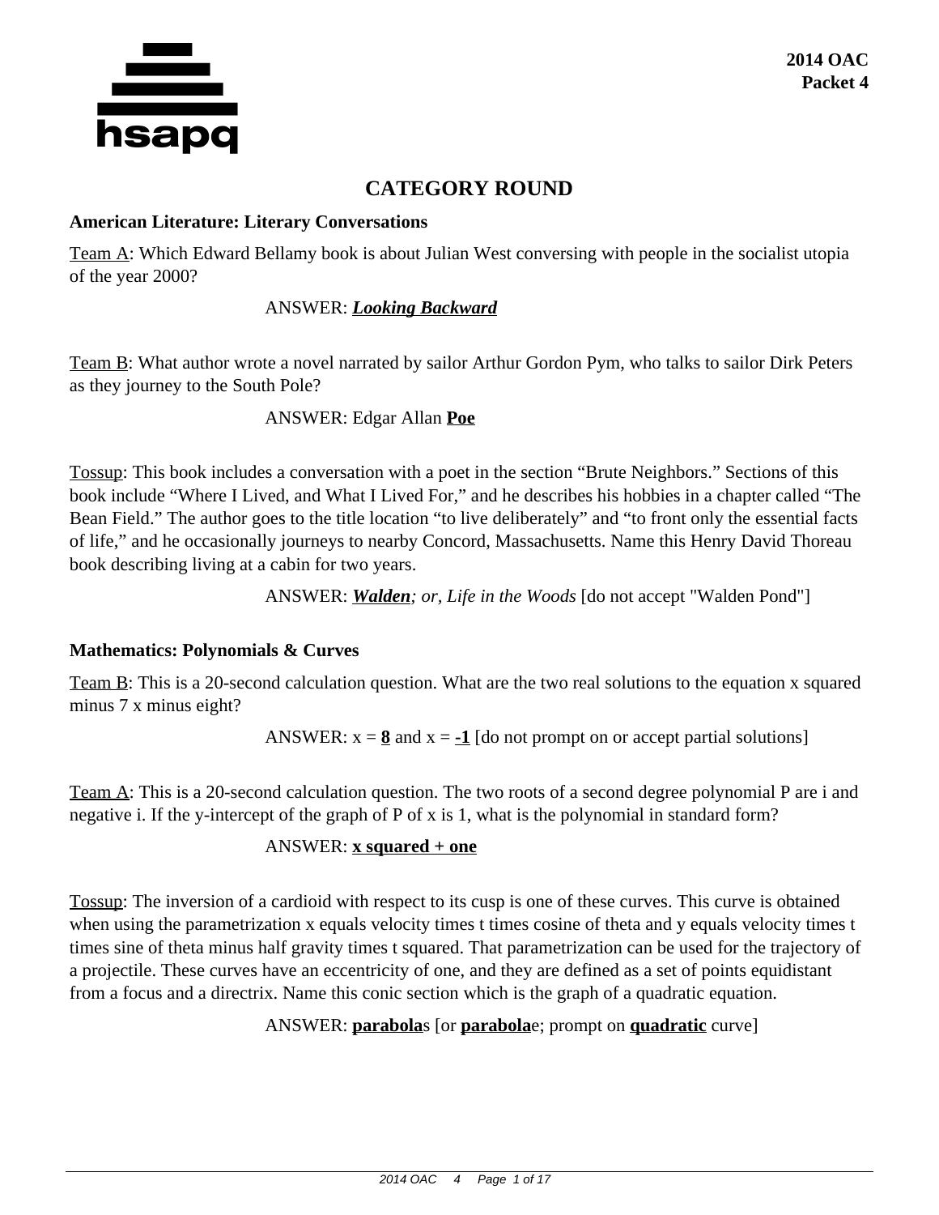**2014 OAC**
**Packet 4**

# CATEGORY ROUND

### American Literature: Literary Conversations

Team A: Which Edward Bellamy book is about Julian West conversing with people in the socialist utopia of the year 2000?

ANSWER: ***Looking Backward***

Team B: What author wrote a novel narrated by sailor Arthur Gordon Pym, who talks to sailor Dirk Peters as they journey to the South Pole?

ANSWER: Edgar Allan **Poe**

Tossup: This book includes a conversation with a poet in the section "Brute Neighbors." Sections of this book include "Where I Lived, and What I Lived For," and he describes his hobbies in a chapter called "The Bean Field." The author goes to the title location "to live deliberately" and "to front only the essential facts of life," and he occasionally journeys to nearby Concord, Massachusetts. Name this Henry David Thoreau book describing living at a cabin for two years.

ANSWER: ***Walden****; or, Life in the Woods* [do not accept "Walden Pond"]

### Mathematics: Polynomials & Curves

Team B: This is a 20-second calculation question. What are the two real solutions to the equation x squared minus 7 x minus eight?

ANSWER: $x = \mathbf{8}$ and $x = \mathbf{-1}$ [do not prompt on or accept partial solutions]

Team A: This is a 20-second calculation question. The two roots of a second degree polynomial P are i and negative i. If the y-intercept of the graph of P of x is 1, what is the polynomial in standard form?

ANSWER: **x squared + one**

Tossup: The inversion of a cardioid with respect to its cusp is one of these curves. This curve is obtained when using the parametrization x equals velocity times t times cosine of theta and y equals velocity times t times sine of theta minus half gravity times t squared. That parametrization can be used for the trajectory of a projectile. These curves have an eccentricity of one, and they are defined as a set of points equidistant from a focus and a directrix. Name this conic section which is the graph of a quadratic equation.

ANSWER: **parabola**s [or **parabola**e; prompt on **quadratic** curve]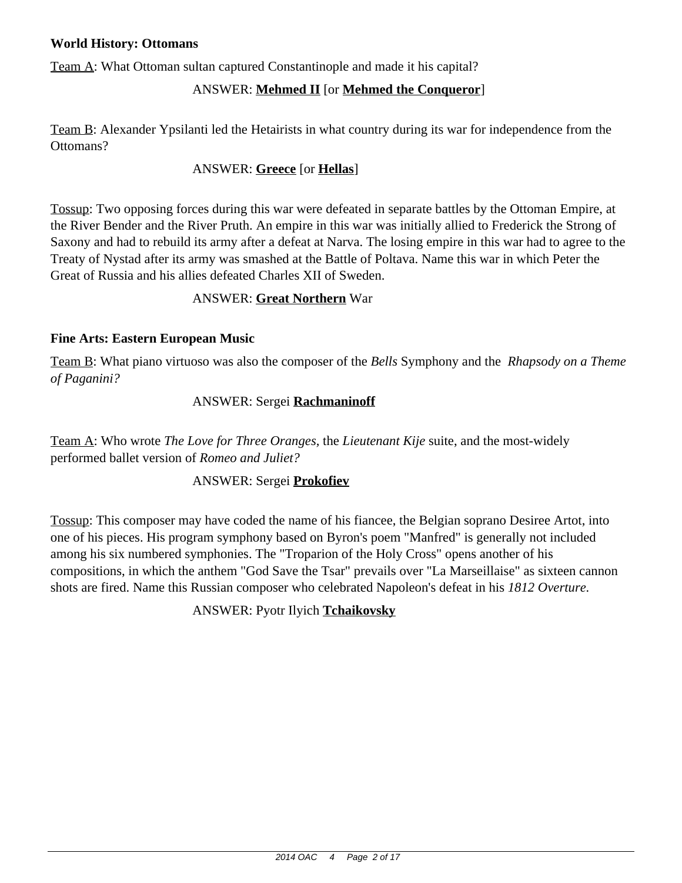**World History: Ottomans**

Team A: What Ottoman sultan captured Constantinople and made it his capital?

ANSWER: **Mehmed II** [or **Mehmed the Conqueror**]

Team B: Alexander Ypsilanti led the Hetairists in what country during its war for independence from the Ottomans?

ANSWER: **Greece** [or **Hellas**]

Tossup: Two opposing forces during this war were defeated in separate battles by the Ottoman Empire, at the River Bender and the River Pruth. An empire in this war was initially allied to Frederick the Strong of Saxony and had to rebuild its army after a defeat at Narva. The losing empire in this war had to agree to the Treaty of Nystad after its army was smashed at the Battle of Poltava. Name this war in which Peter the Great of Russia and his allies defeated Charles XII of Sweden.

ANSWER: **Great Northern** War

**Fine Arts: Eastern European Music**

Team B: What piano virtuoso was also the composer of the *Bells* Symphony and the *Rhapsody on a Theme of Paganini?*

ANSWER: Sergei **Rachmaninoff**

Team A: Who wrote *The Love for Three Oranges,* the *Lieutenant Kije* suite, and the most-widely performed ballet version of *Romeo and Juliet?*

ANSWER: Sergei **Prokofiev**

Tossup: This composer may have coded the name of his fiancee, the Belgian soprano Desiree Artot, into one of his pieces. His program symphony based on Byron's poem "Manfred" is generally not included among his six numbered symphonies. The "Troparion of the Holy Cross" opens another of his compositions, in which the anthem "God Save the Tsar" prevails over "La Marseillaise" as sixteen cannon shots are fired. Name this Russian composer who celebrated Napoleon's defeat in his *1812 Overture.*

ANSWER: Pyotr Ilyich **Tchaikovsky**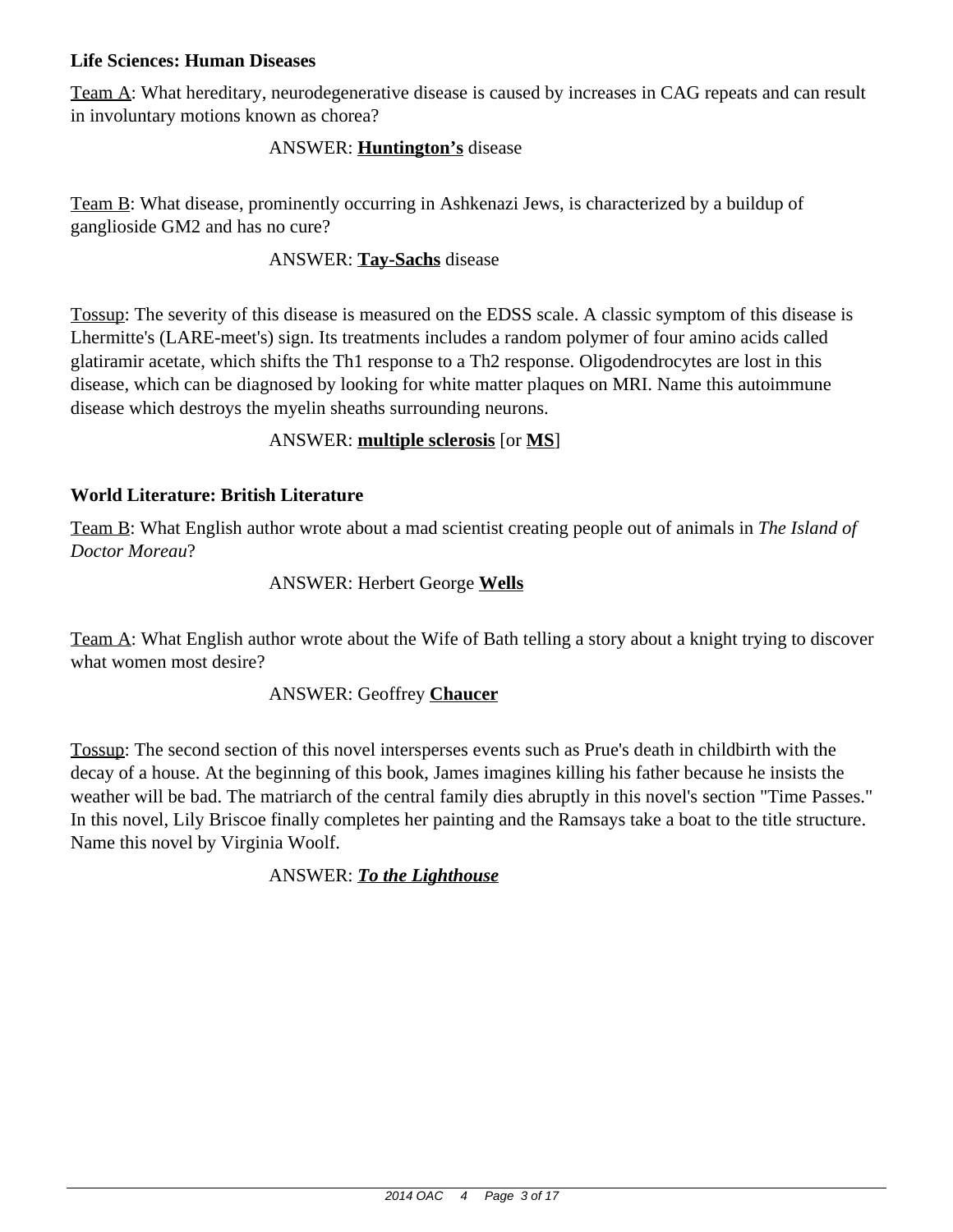**Life Sciences: Human Diseases**

Team A: What hereditary, neurodegenerative disease is caused by increases in CAG repeats and can result in involuntary motions known as chorea?

ANSWER: **Huntington's** disease

Team B: What disease, prominently occurring in Ashkenazi Jews, is characterized by a buildup of ganglioside GM2 and has no cure?

ANSWER: **Tay-Sachs** disease

Tossup: The severity of this disease is measured on the EDSS scale. A classic symptom of this disease is Lhermitte's (LARE-meet's) sign. Its treatments includes a random polymer of four amino acids called glatiramir acetate, which shifts the Th1 response to a Th2 response. Oligodendrocytes are lost in this disease, which can be diagnosed by looking for white matter plaques on MRI. Name this autoimmune disease which destroys the myelin sheaths surrounding neurons.

ANSWER: **multiple sclerosis** [or **MS**]

**World Literature: British Literature**

Team B: What English author wrote about a mad scientist creating people out of animals in *The Island of Doctor Moreau*?

ANSWER: Herbert George **Wells**

Team A: What English author wrote about the Wife of Bath telling a story about a knight trying to discover what women most desire?

ANSWER: Geoffrey **Chaucer**

Tossup: The second section of this novel intersperses events such as Prue's death in childbirth with the decay of a house. At the beginning of this book, James imagines killing his father because he insists the weather will be bad. The matriarch of the central family dies abruptly in this novel's section "Time Passes." In this novel, Lily Briscoe finally completes her painting and the Ramsays take a boat to the title structure. Name this novel by Virginia Woolf.

ANSWER: ***To the Lighthouse***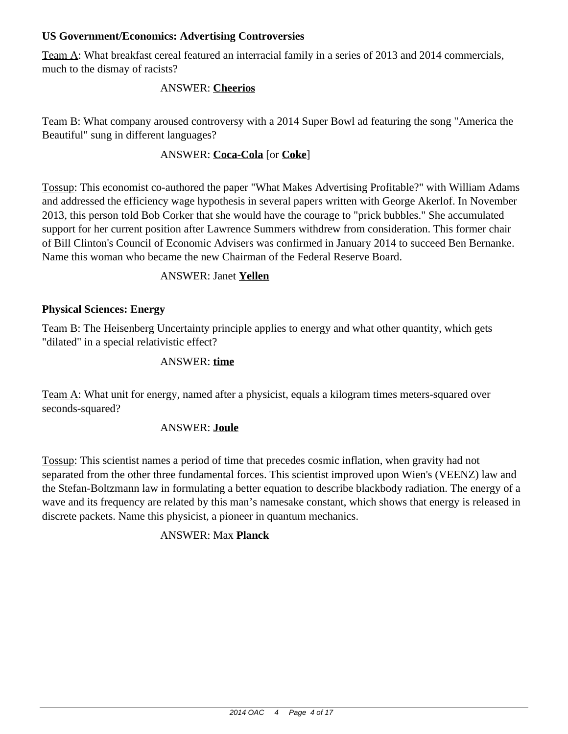**US Government/Economics: Advertising Controversies**

Team A: What breakfast cereal featured an interracial family in a series of 2013 and 2014 commercials, much to the dismay of racists?

ANSWER: **Cheerios**

Team B: What company aroused controversy with a 2014 Super Bowl ad featuring the song "America the Beautiful" sung in different languages?

ANSWER: **Coca-Cola** [or **Coke**]

Tossup: This economist co-authored the paper "What Makes Advertising Profitable?" with William Adams and addressed the efficiency wage hypothesis in several papers written with George Akerlof. In November 2013, this person told Bob Corker that she would have the courage to "prick bubbles." She accumulated support for her current position after Lawrence Summers withdrew from consideration. This former chair of Bill Clinton's Council of Economic Advisers was confirmed in January 2014 to succeed Ben Bernanke. Name this woman who became the new Chairman of the Federal Reserve Board.

ANSWER: Janet **Yellen**

**Physical Sciences: Energy**

Team B: The Heisenberg Uncertainty principle applies to energy and what other quantity, which gets "dilated" in a special relativistic effect?

ANSWER: **time**

Team A: What unit for energy, named after a physicist, equals a kilogram times meters-squared over seconds-squared?

ANSWER: **Joule**

Tossup: This scientist names a period of time that precedes cosmic inflation, when gravity had not separated from the other three fundamental forces. This scientist improved upon Wien's (VEENZ) law and the Stefan-Boltzmann law in formulating a better equation to describe blackbody radiation. The energy of a wave and its frequency are related by this man's namesake constant, which shows that energy is released in discrete packets. Name this physicist, a pioneer in quantum mechanics.

ANSWER: Max **Planck**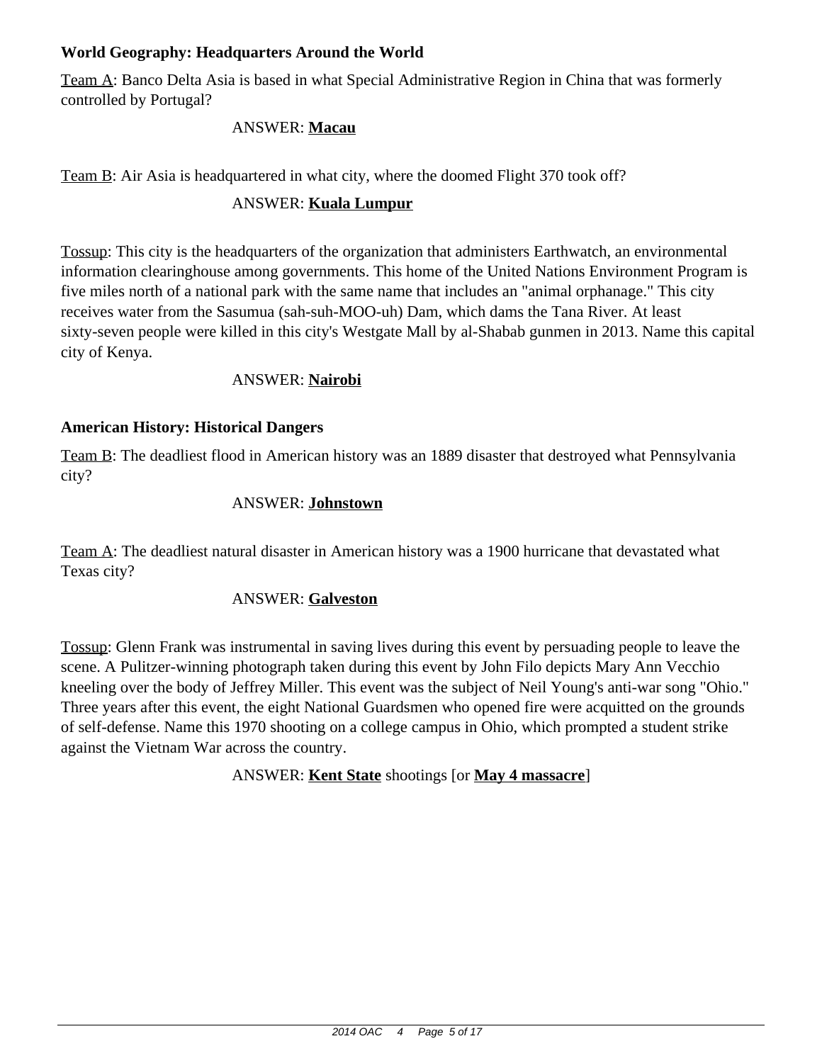**World Geography: Headquarters Around the World**

Team A: Banco Delta Asia is based in what Special Administrative Region in China that was formerly controlled by Portugal?

ANSWER: **Macau**

Team B: Air Asia is headquartered in what city, where the doomed Flight 370 took off?

ANSWER: **Kuala Lumpur**

Tossup: This city is the headquarters of the organization that administers Earthwatch, an environmental information clearinghouse among governments. This home of the United Nations Environment Program is five miles north of a national park with the same name that includes an "animal orphanage." This city receives water from the Sasumua (sah-suh-MOO-uh) Dam, which dams the Tana River. At least sixty-seven people were killed in this city's Westgate Mall by al-Shabab gunmen in 2013. Name this capital city of Kenya.

ANSWER: **Nairobi**

**American History: Historical Dangers**

Team B: The deadliest flood in American history was an 1889 disaster that destroyed what Pennsylvania city?

ANSWER: **Johnstown**

Team A: The deadliest natural disaster in American history was a 1900 hurricane that devastated what Texas city?

ANSWER: **Galveston**

Tossup: Glenn Frank was instrumental in saving lives during this event by persuading people to leave the scene. A Pulitzer-winning photograph taken during this event by John Filo depicts Mary Ann Vecchio kneeling over the body of Jeffrey Miller. This event was the subject of Neil Young's anti-war song "Ohio." Three years after this event, the eight National Guardsmen who opened fire were acquitted on the grounds of self-defense. Name this 1970 shooting on a college campus in Ohio, which prompted a student strike against the Vietnam War across the country.

ANSWER: **Kent State** shootings [or **May 4 massacre**]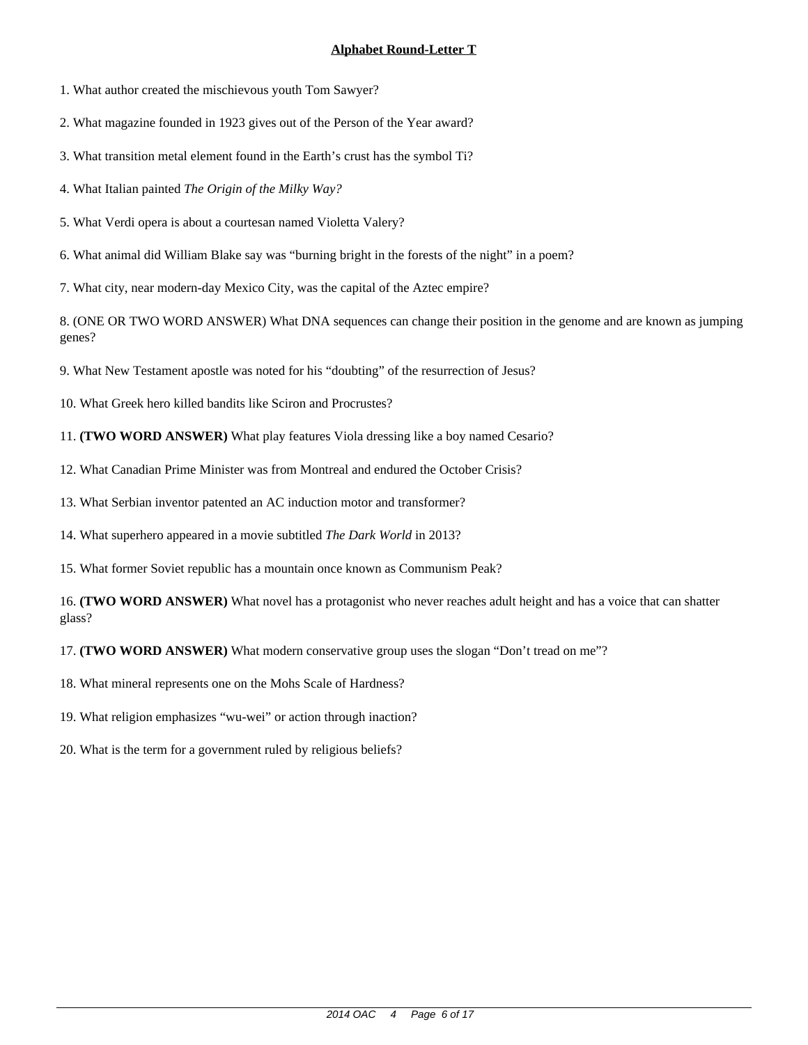## Alphabet Round-Letter T

1. What author created the mischievous youth Tom Sawyer?

2. What magazine founded in 1923 gives out of the Person of the Year award?

3. What transition metal element found in the Earth's crust has the symbol Ti?

4. What Italian painted *The Origin of the Milky Way?*

5. What Verdi opera is about a courtesan named Violetta Valery?

6. What animal did William Blake say was "burning bright in the forests of the night" in a poem?

7. What city, near modern-day Mexico City, was the capital of the Aztec empire?

8. (ONE OR TWO WORD ANSWER) What DNA sequences can change their position in the genome and are known as jumping genes?

9. What New Testament apostle was noted for his "doubting" of the resurrection of Jesus?

10. What Greek hero killed bandits like Sciron and Procrustes?

11. **(TWO WORD ANSWER)** What play features Viola dressing like a boy named Cesario?

12. What Canadian Prime Minister was from Montreal and endured the October Crisis?

13. What Serbian inventor patented an AC induction motor and transformer?

14. What superhero appeared in a movie subtitled *The Dark World* in 2013?

15. What former Soviet republic has a mountain once known as Communism Peak?

16. **(TWO WORD ANSWER)** What novel has a protagonist who never reaches adult height and has a voice that can shatter glass?

17. **(TWO WORD ANSWER)** What modern conservative group uses the slogan "Don't tread on me"?

18. What mineral represents one on the Mohs Scale of Hardness?

19. What religion emphasizes "wu-wei" or action through inaction?

20. What is the term for a government ruled by religious beliefs?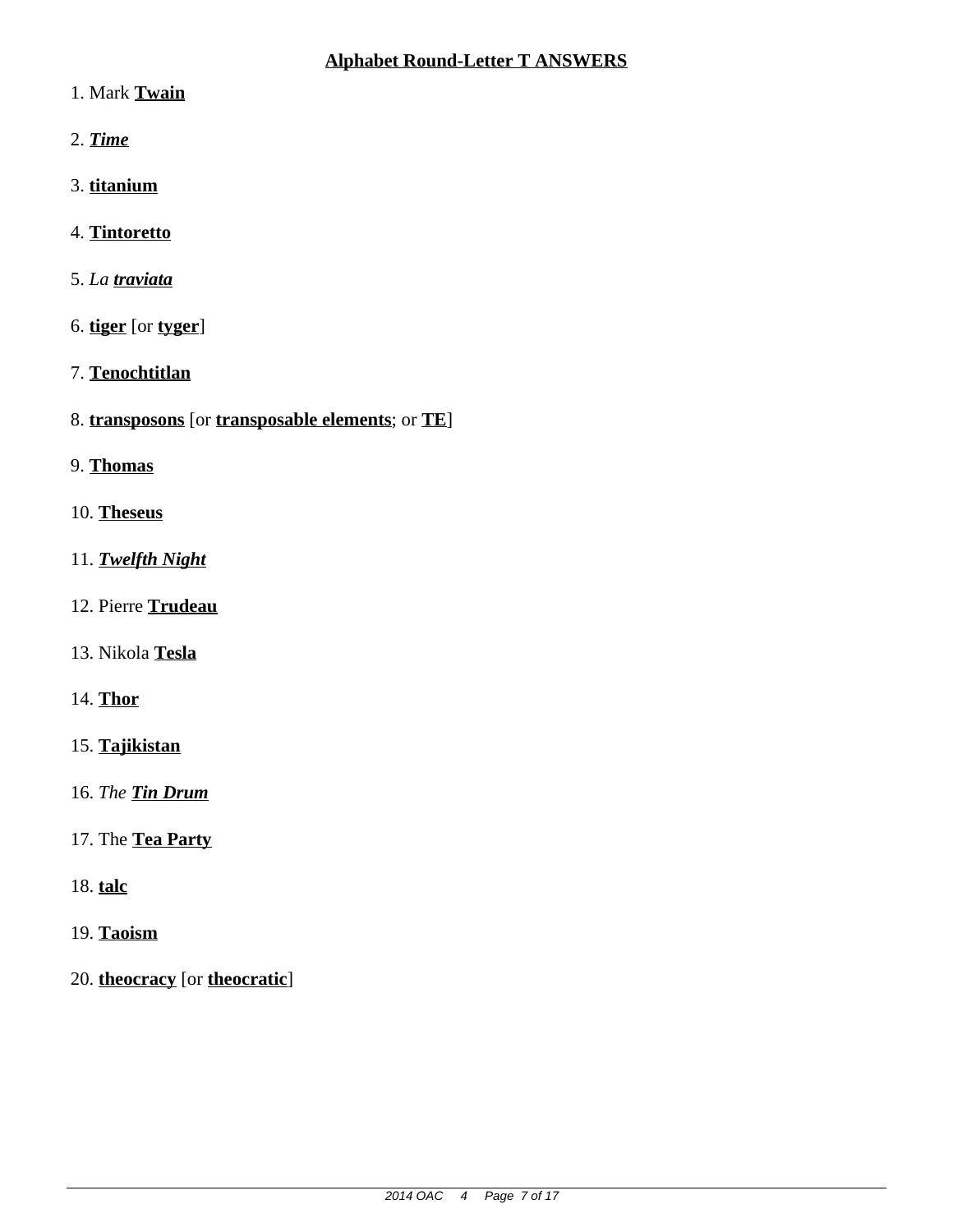## Alphabet Round-Letter T ANSWERS

1. Mark **Twain**

2. ***Time***

3. **titanium**

4. **Tintoretto**

5. *La* ***traviata***

6. **tiger** [or **tyger**]

7. **Tenochtitlan**

8. **transposons** [or **transposable elements**; or **TE**]

9. **Thomas**

10. **Theseus**

11. ***Twelfth Night***

12. Pierre **Trudeau**

13. Nikola **Tesla**

14. **Thor**

15. **Tajikistan**

16. *The* ***Tin Drum***

17. The **Tea Party**

18. **talc**

19. **Taoism**

20. **theocracy** [or **theocratic**]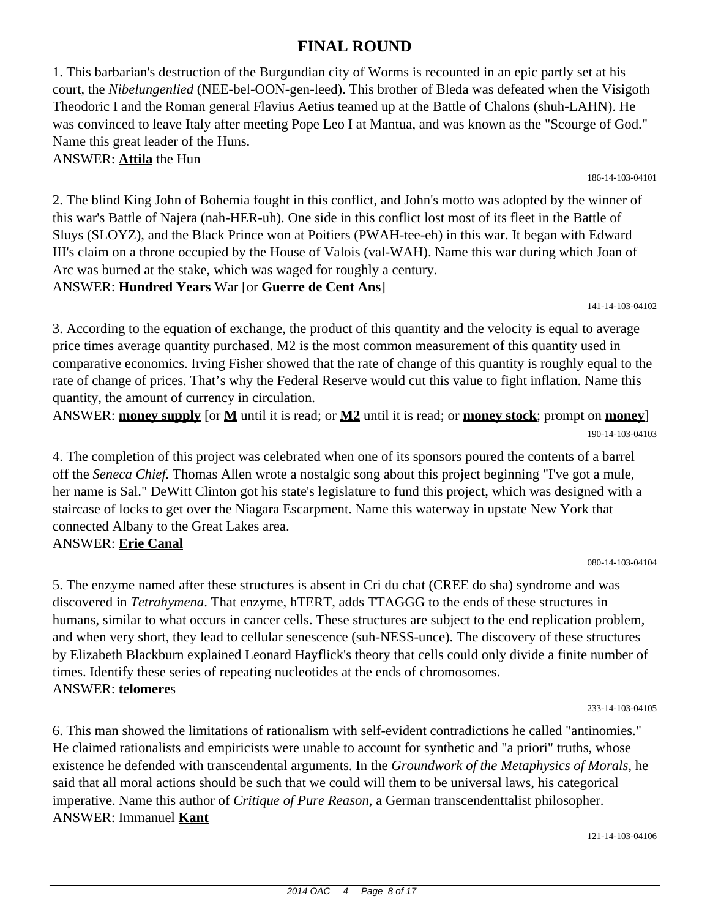# FINAL ROUND

1. This barbarian's destruction of the Burgundian city of Worms is recounted in an epic partly set at his court, the *Nibelungenlied* (NEE-bel-OON-gen-leed). This brother of Bleda was defeated when the Visigoth Theodoric I and the Roman general Flavius Aetius teamed up at the Battle of Chalons (shuh-LAHN). He was convinced to leave Italy after meeting Pope Leo I at Mantua, and was known as the "Scourge of God." Name this great leader of the Huns.
ANSWER: **Attila** the Hun

186-14-103-04101

2. The blind King John of Bohemia fought in this conflict, and John's motto was adopted by the winner of this war's Battle of Najera (nah-HER-uh). One side in this conflict lost most of its fleet in the Battle of Sluys (SLOYZ), and the Black Prince won at Poitiers (PWAH-tee-eh) in this war. It began with Edward III's claim on a throne occupied by the House of Valois (val-WAH). Name this war during which Joan of Arc was burned at the stake, which was waged for roughly a century.
ANSWER: **Hundred Years** War [or **Guerre de Cent Ans**]

141-14-103-04102

3. According to the equation of exchange, the product of this quantity and the velocity is equal to average price times average quantity purchased. M2 is the most common measurement of this quantity used in comparative economics. Irving Fisher showed that the rate of change of this quantity is roughly equal to the rate of change of prices. That's why the Federal Reserve would cut this value to fight inflation. Name this quantity, the amount of currency in circulation.
ANSWER: **money supply** [or **M** until it is read; or **M2** until it is read; or **money stock**; prompt on **money**]

190-14-103-04103

4. The completion of this project was celebrated when one of its sponsors poured the contents of a barrel off the *Seneca Chief.* Thomas Allen wrote a nostalgic song about this project beginning "I've got a mule, her name is Sal." DeWitt Clinton got his state's legislature to fund this project, which was designed with a staircase of locks to get over the Niagara Escarpment. Name this waterway in upstate New York that connected Albany to the Great Lakes area.
ANSWER: **Erie Canal**

080-14-103-04104

5. The enzyme named after these structures is absent in Cri du chat (CREE do sha) syndrome and was discovered in *Tetrahymena*. That enzyme, hTERT, adds TTAGGG to the ends of these structures in humans, similar to what occurs in cancer cells. These structures are subject to the end replication problem, and when very short, they lead to cellular senescence (suh-NESS-unce). The discovery of these structures by Elizabeth Blackburn explained Leonard Hayflick's theory that cells could only divide a finite number of times. Identify these series of repeating nucleotides at the ends of chromosomes.
ANSWER: **telomere**s

233-14-103-04105

6. This man showed the limitations of rationalism with self-evident contradictions he called "antinomies." He claimed rationalists and empiricists were unable to account for synthetic and "a priori" truths, whose existence he defended with transcendental arguments. In the *Groundwork of the Metaphysics of Morals*, he said that all moral actions should be such that we could will them to be universal laws, his categorical imperative. Name this author of *Critique of Pure Reason*, a German transcendenttalist philosopher.
ANSWER: Immanuel **Kant**

121-14-103-04106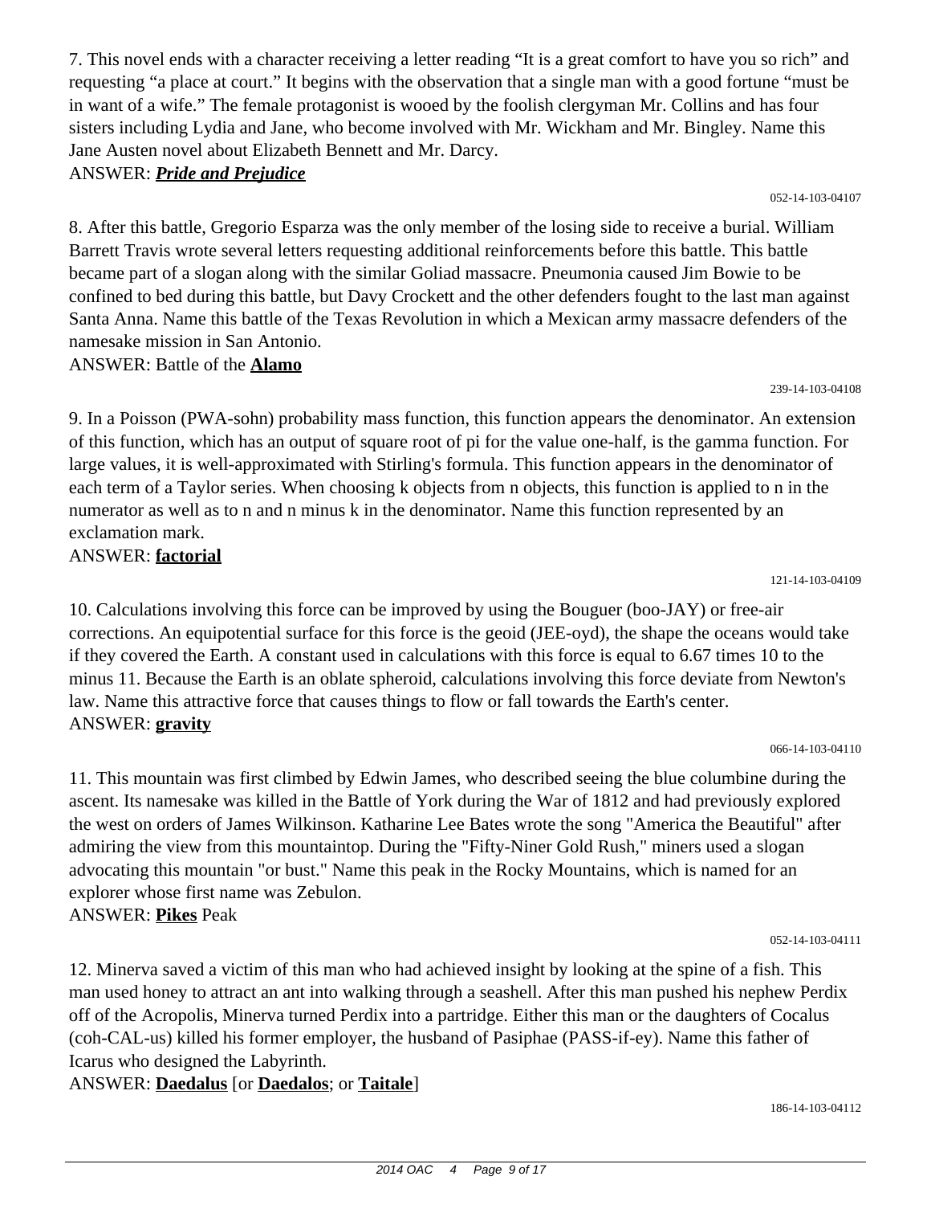7. This novel ends with a character receiving a letter reading "It is a great comfort to have you so rich" and requesting "a place at court." It begins with the observation that a single man with a good fortune "must be in want of a wife." The female protagonist is wooed by the foolish clergyman Mr. Collins and has four sisters including Lydia and Jane, who become involved with Mr. Wickham and Mr. Bingley. Name this Jane Austen novel about Elizabeth Bennett and Mr. Darcy.

ANSWER: ***Pride and Prejudice***

052-14-103-04107

8. After this battle, Gregorio Esparza was the only member of the losing side to receive a burial. William Barrett Travis wrote several letters requesting additional reinforcements before this battle. This battle became part of a slogan along with the similar Goliad massacre. Pneumonia caused Jim Bowie to be confined to bed during this battle, but Davy Crockett and the other defenders fought to the last man against Santa Anna. Name this battle of the Texas Revolution in which a Mexican army massacre defenders of the namesake mission in San Antonio.

ANSWER: Battle of the **Alamo**

239-14-103-04108

9. In a Poisson (PWA-sohn) probability mass function, this function appears the denominator. An extension of this function, which has an output of square root of pi for the value one-half, is the gamma function. For large values, it is well-approximated with Stirling's formula. This function appears in the denominator of each term of a Taylor series. When choosing k objects from n objects, this function is applied to n in the numerator as well as to n and n minus k in the denominator. Name this function represented by an exclamation mark.

ANSWER: **factorial**

121-14-103-04109

10. Calculations involving this force can be improved by using the Bouguer (boo-JAY) or free-air corrections. An equipotential surface for this force is the geoid (JEE-oyd), the shape the oceans would take if they covered the Earth. A constant used in calculations with this force is equal to 6.67 times 10 to the minus 11. Because the Earth is an oblate spheroid, calculations involving this force deviate from Newton's law. Name this attractive force that causes things to flow or fall towards the Earth's center.

ANSWER: **gravity**

066-14-103-04110

11. This mountain was first climbed by Edwin James, who described seeing the blue columbine during the ascent. Its namesake was killed in the Battle of York during the War of 1812 and had previously explored the west on orders of James Wilkinson. Katharine Lee Bates wrote the song "America the Beautiful" after admiring the view from this mountaintop. During the "Fifty-Niner Gold Rush," miners used a slogan advocating this mountain "or bust." Name this peak in the Rocky Mountains, which is named for an explorer whose first name was Zebulon.

ANSWER: **Pikes** Peak

052-14-103-04111

12. Minerva saved a victim of this man who had achieved insight by looking at the spine of a fish. This man used honey to attract an ant into walking through a seashell. After this man pushed his nephew Perdix off of the Acropolis, Minerva turned Perdix into a partridge. Either this man or the daughters of Cocalus (coh-CAL-us) killed his former employer, the husband of Pasiphae (PASS-if-ey). Name this father of Icarus who designed the Labyrinth.

ANSWER: **Daedalus** [or **Daedalos**; or **Taitale**]

186-14-103-04112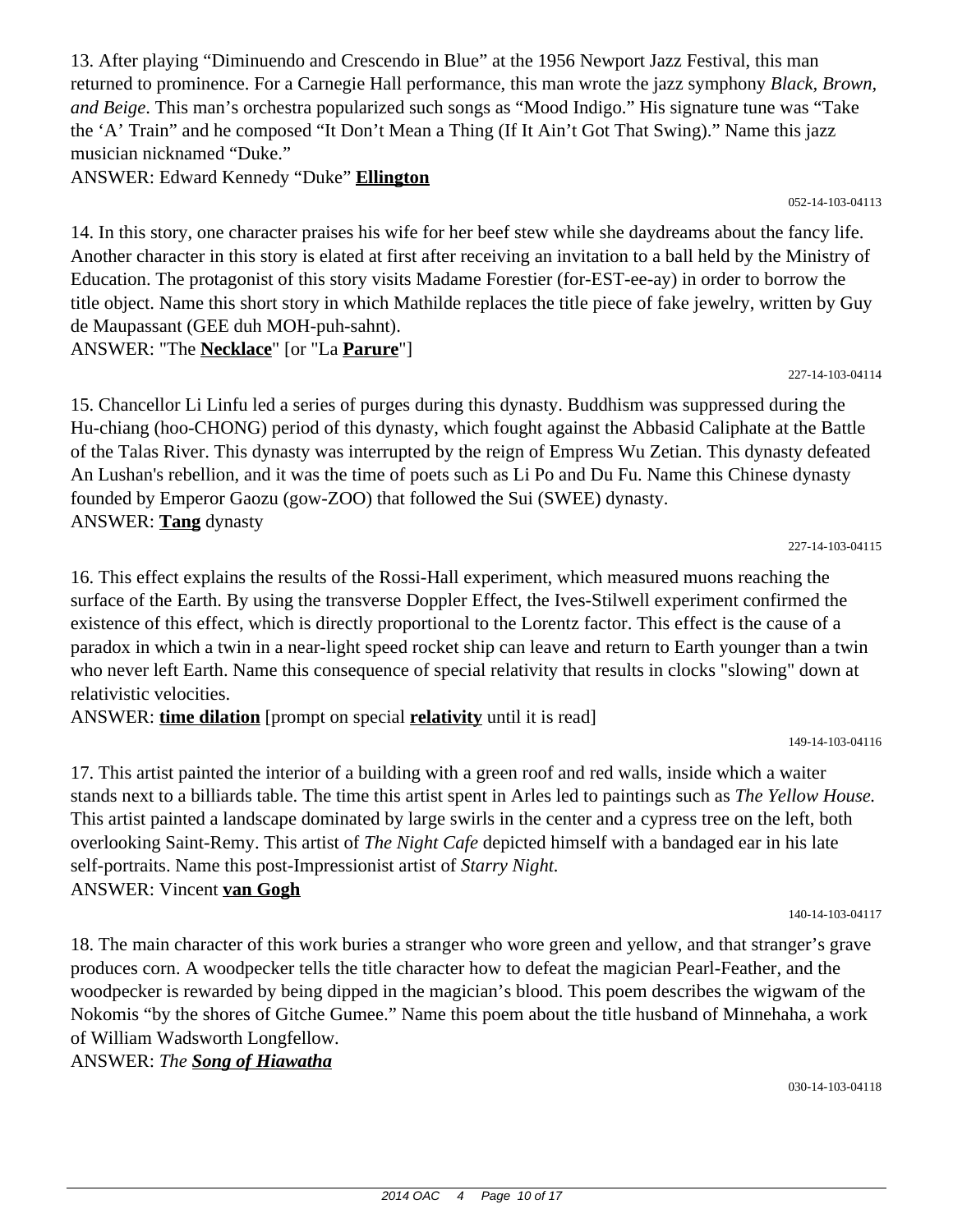13. After playing "Diminuendo and Crescendo in Blue" at the 1956 Newport Jazz Festival, this man returned to prominence. For a Carnegie Hall performance, this man wrote the jazz symphony *Black, Brown, and Beige*. This man's orchestra popularized such songs as "Mood Indigo." His signature tune was "Take the 'A' Train" and he composed "It Don't Mean a Thing (If It Ain't Got That Swing)." Name this jazz musician nicknamed "Duke."

ANSWER: Edward Kennedy "Duke" **Ellington**

052-14-103-04113

14. In this story, one character praises his wife for her beef stew while she daydreams about the fancy life. Another character in this story is elated at first after receiving an invitation to a ball held by the Ministry of Education. The protagonist of this story visits Madame Forestier (for-EST-ee-ay) in order to borrow the title object. Name this short story in which Mathilde replaces the title piece of fake jewelry, written by Guy de Maupassant (GEE duh MOH-puh-sahnt).

ANSWER: "The **Necklace**" [or "La **Parure**"]

227-14-103-04114

15. Chancellor Li Linfu led a series of purges during this dynasty. Buddhism was suppressed during the Hu-chiang (hoo-CHONG) period of this dynasty, which fought against the Abbasid Caliphate at the Battle of the Talas River. This dynasty was interrupted by the reign of Empress Wu Zetian. This dynasty defeated An Lushan's rebellion, and it was the time of poets such as Li Po and Du Fu. Name this Chinese dynasty founded by Emperor Gaozu (gow-ZOO) that followed the Sui (SWEE) dynasty.

ANSWER: **Tang** dynasty

227-14-103-04115

16. This effect explains the results of the Rossi-Hall experiment, which measured muons reaching the surface of the Earth. By using the transverse Doppler Effect, the Ives-Stilwell experiment confirmed the existence of this effect, which is directly proportional to the Lorentz factor. This effect is the cause of a paradox in which a twin in a near-light speed rocket ship can leave and return to Earth younger than a twin who never left Earth. Name this consequence of special relativity that results in clocks "slowing" down at relativistic velocities.

ANSWER: **time dilation** [prompt on special **relativity** until it is read]

149-14-103-04116

17. This artist painted the interior of a building with a green roof and red walls, inside which a waiter stands next to a billiards table. The time this artist spent in Arles led to paintings such as *The Yellow House.* This artist painted a landscape dominated by large swirls in the center and a cypress tree on the left, both overlooking Saint-Remy. This artist of *The Night Cafe* depicted himself with a bandaged ear in his late self-portraits. Name this post-Impressionist artist of *Starry Night.*

ANSWER: Vincent **van Gogh**

140-14-103-04117

18. The main character of this work buries a stranger who wore green and yellow, and that stranger's grave produces corn. A woodpecker tells the title character how to defeat the magician Pearl-Feather, and the woodpecker is rewarded by being dipped in the magician's blood. This poem describes the wigwam of the Nokomis "by the shores of Gitche Gumee." Name this poem about the title husband of Minnehaha, a work of William Wadsworth Longfellow.

ANSWER: *The* ***Song of Hiawatha***

030-14-103-04118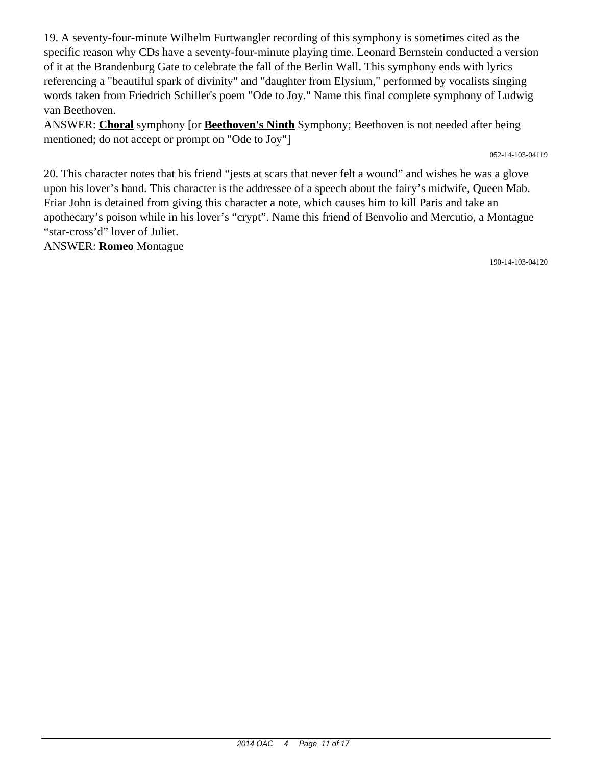19. A seventy-four-minute Wilhelm Furtwangler recording of this symphony is sometimes cited as the specific reason why CDs have a seventy-four-minute playing time. Leonard Bernstein conducted a version of it at the Brandenburg Gate to celebrate the fall of the Berlin Wall. This symphony ends with lyrics referencing a "beautiful spark of divinity" and "daughter from Elysium," performed by vocalists singing words taken from Friedrich Schiller's poem "Ode to Joy." Name this final complete symphony of Ludwig van Beethoven.

ANSWER: **Choral** symphony [or **Beethoven's Ninth** Symphony; Beethoven is not needed after being mentioned; do not accept or prompt on "Ode to Joy"]

052-14-103-04119

20. This character notes that his friend "jests at scars that never felt a wound" and wishes he was a glove upon his lover's hand. This character is the addressee of a speech about the fairy's midwife, Queen Mab. Friar John is detained from giving this character a note, which causes him to kill Paris and take an apothecary's poison while in his lover's "crypt". Name this friend of Benvolio and Mercutio, a Montague "star-cross'd" lover of Juliet.

ANSWER: **Romeo** Montague

190-14-103-04120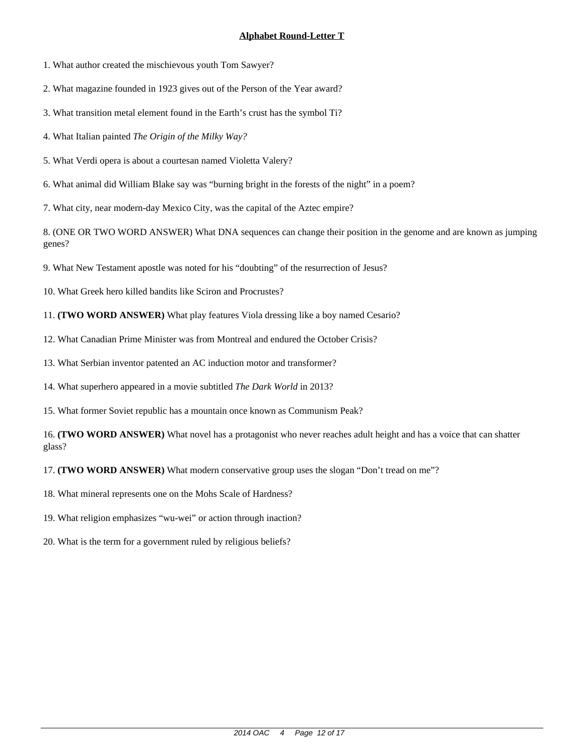## Alphabet Round-Letter T

1. What author created the mischievous youth Tom Sawyer?

2. What magazine founded in 1923 gives out of the Person of the Year award?

3. What transition metal element found in the Earth's crust has the symbol Ti?

4. What Italian painted *The Origin of the Milky Way?*

5. What Verdi opera is about a courtesan named Violetta Valery?

6. What animal did William Blake say was "burning bright in the forests of the night" in a poem?

7. What city, near modern-day Mexico City, was the capital of the Aztec empire?

8. (ONE OR TWO WORD ANSWER) What DNA sequences can change their position in the genome and are known as jumping genes?

9. What New Testament apostle was noted for his "doubting" of the resurrection of Jesus?

10. What Greek hero killed bandits like Sciron and Procrustes?

11. **(TWO WORD ANSWER)** What play features Viola dressing like a boy named Cesario?

12. What Canadian Prime Minister was from Montreal and endured the October Crisis?

13. What Serbian inventor patented an AC induction motor and transformer?

14. What superhero appeared in a movie subtitled *The Dark World* in 2013?

15. What former Soviet republic has a mountain once known as Communism Peak?

16. **(TWO WORD ANSWER)** What novel has a protagonist who never reaches adult height and has a voice that can shatter glass?

17. **(TWO WORD ANSWER)** What modern conservative group uses the slogan "Don't tread on me"?

18. What mineral represents one on the Mohs Scale of Hardness?

19. What religion emphasizes "wu-wei" or action through inaction?

20. What is the term for a government ruled by religious beliefs?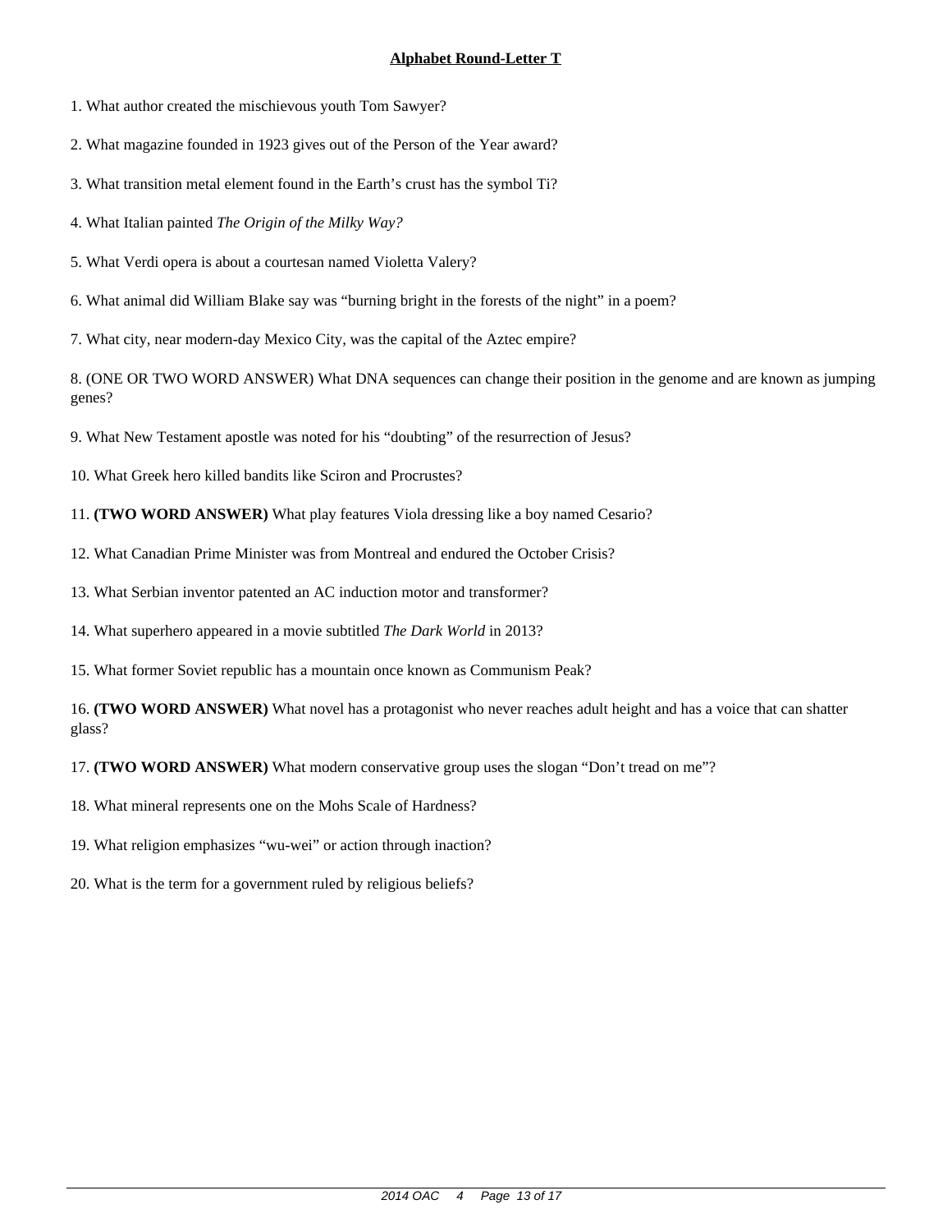## Alphabet Round-Letter T

1. What author created the mischievous youth Tom Sawyer?

2. What magazine founded in 1923 gives out of the Person of the Year award?

3. What transition metal element found in the Earth's crust has the symbol Ti?

4. What Italian painted *The Origin of the Milky Way?*

5. What Verdi opera is about a courtesan named Violetta Valery?

6. What animal did William Blake say was "burning bright in the forests of the night" in a poem?

7. What city, near modern-day Mexico City, was the capital of the Aztec empire?

8. (ONE OR TWO WORD ANSWER) What DNA sequences can change their position in the genome and are known as jumping genes?

9. What New Testament apostle was noted for his "doubting" of the resurrection of Jesus?

10. What Greek hero killed bandits like Sciron and Procrustes?

11. **(TWO WORD ANSWER)** What play features Viola dressing like a boy named Cesario?

12. What Canadian Prime Minister was from Montreal and endured the October Crisis?

13. What Serbian inventor patented an AC induction motor and transformer?

14. What superhero appeared in a movie subtitled *The Dark World* in 2013?

15. What former Soviet republic has a mountain once known as Communism Peak?

16. **(TWO WORD ANSWER)** What novel has a protagonist who never reaches adult height and has a voice that can shatter glass?

17. **(TWO WORD ANSWER)** What modern conservative group uses the slogan "Don't tread on me"?

18. What mineral represents one on the Mohs Scale of Hardness?

19. What religion emphasizes "wu-wei" or action through inaction?

20. What is the term for a government ruled by religious beliefs?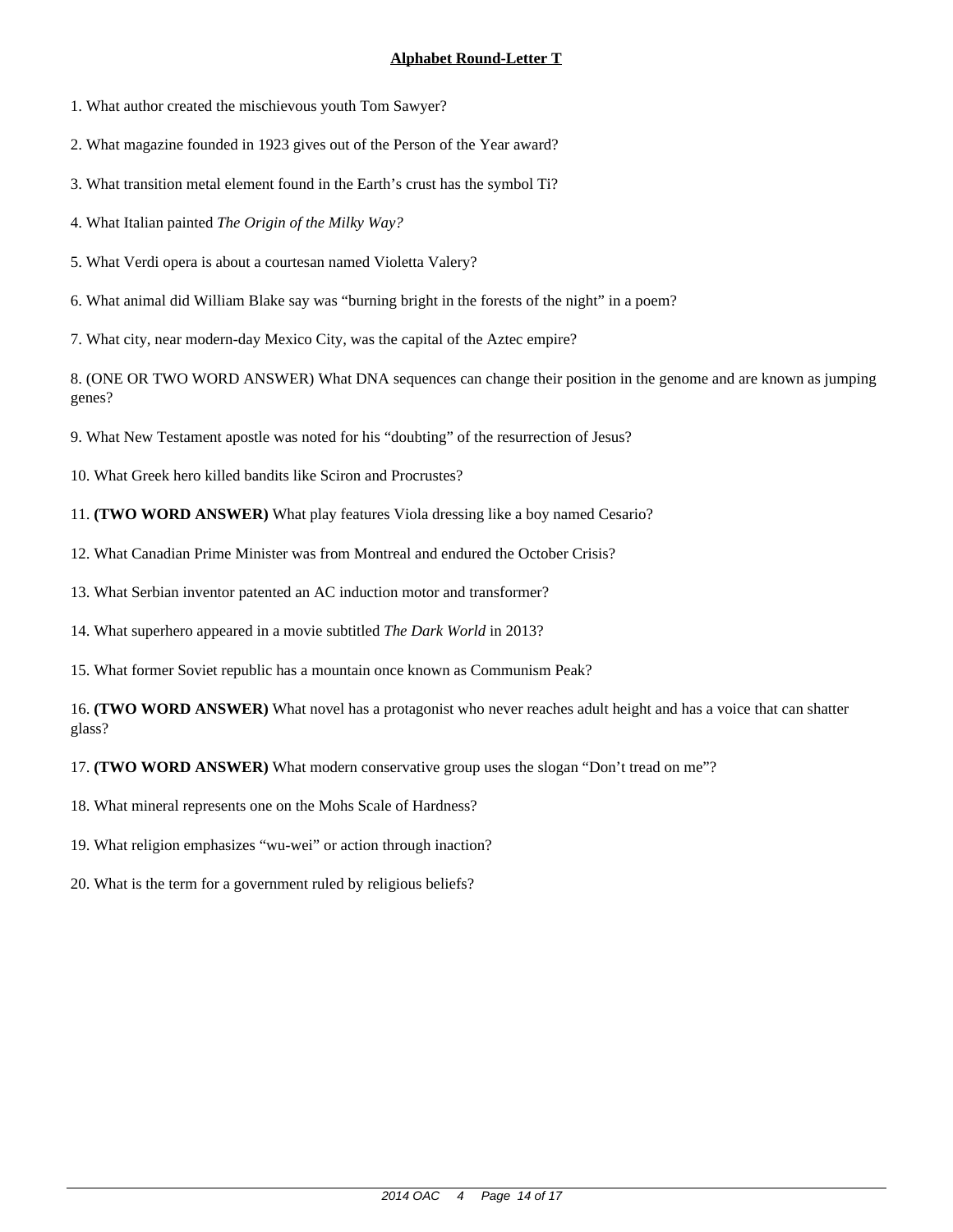## Alphabet Round-Letter T

1. What author created the mischievous youth Tom Sawyer?

2. What magazine founded in 1923 gives out of the Person of the Year award?

3. What transition metal element found in the Earth's crust has the symbol Ti?

4. What Italian painted *The Origin of the Milky Way?*

5. What Verdi opera is about a courtesan named Violetta Valery?

6. What animal did William Blake say was "burning bright in the forests of the night" in a poem?

7. What city, near modern-day Mexico City, was the capital of the Aztec empire?

8. (ONE OR TWO WORD ANSWER) What DNA sequences can change their position in the genome and are known as jumping genes?

9. What New Testament apostle was noted for his "doubting" of the resurrection of Jesus?

10. What Greek hero killed bandits like Sciron and Procrustes?

11. **(TWO WORD ANSWER)** What play features Viola dressing like a boy named Cesario?

12. What Canadian Prime Minister was from Montreal and endured the October Crisis?

13. What Serbian inventor patented an AC induction motor and transformer?

14. What superhero appeared in a movie subtitled *The Dark World* in 2013?

15. What former Soviet republic has a mountain once known as Communism Peak?

16. **(TWO WORD ANSWER)** What novel has a protagonist who never reaches adult height and has a voice that can shatter glass?

17. **(TWO WORD ANSWER)** What modern conservative group uses the slogan "Don't tread on me"?

18. What mineral represents one on the Mohs Scale of Hardness?

19. What religion emphasizes "wu-wei" or action through inaction?

20. What is the term for a government ruled by religious beliefs?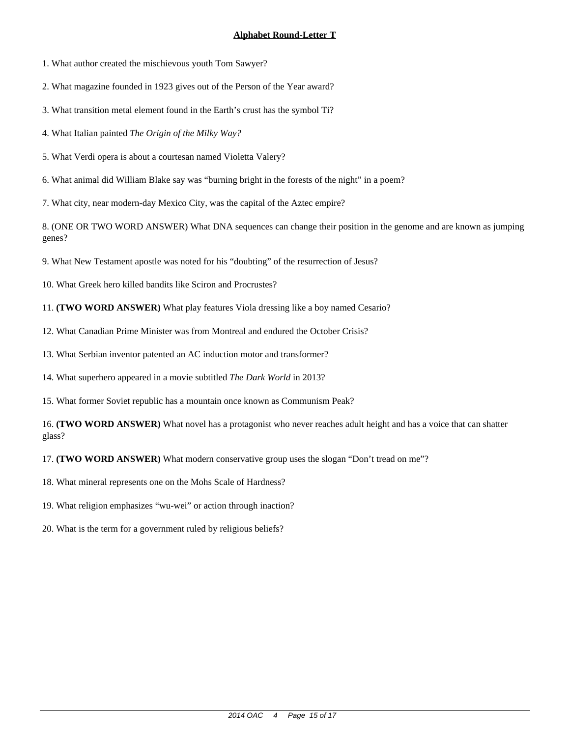## Alphabet Round-Letter T

1. What author created the mischievous youth Tom Sawyer?

2. What magazine founded in 1923 gives out of the Person of the Year award?

3. What transition metal element found in the Earth's crust has the symbol Ti?

4. What Italian painted *The Origin of the Milky Way?*

5. What Verdi opera is about a courtesan named Violetta Valery?

6. What animal did William Blake say was "burning bright in the forests of the night" in a poem?

7. What city, near modern-day Mexico City, was the capital of the Aztec empire?

8. (ONE OR TWO WORD ANSWER) What DNA sequences can change their position in the genome and are known as jumping genes?

9. What New Testament apostle was noted for his "doubting" of the resurrection of Jesus?

10. What Greek hero killed bandits like Sciron and Procrustes?

11. **(TWO WORD ANSWER)** What play features Viola dressing like a boy named Cesario?

12. What Canadian Prime Minister was from Montreal and endured the October Crisis?

13. What Serbian inventor patented an AC induction motor and transformer?

14. What superhero appeared in a movie subtitled *The Dark World* in 2013?

15. What former Soviet republic has a mountain once known as Communism Peak?

16. **(TWO WORD ANSWER)** What novel has a protagonist who never reaches adult height and has a voice that can shatter glass?

17. **(TWO WORD ANSWER)** What modern conservative group uses the slogan "Don't tread on me"?

18. What mineral represents one on the Mohs Scale of Hardness?

19. What religion emphasizes "wu-wei" or action through inaction?

20. What is the term for a government ruled by religious beliefs?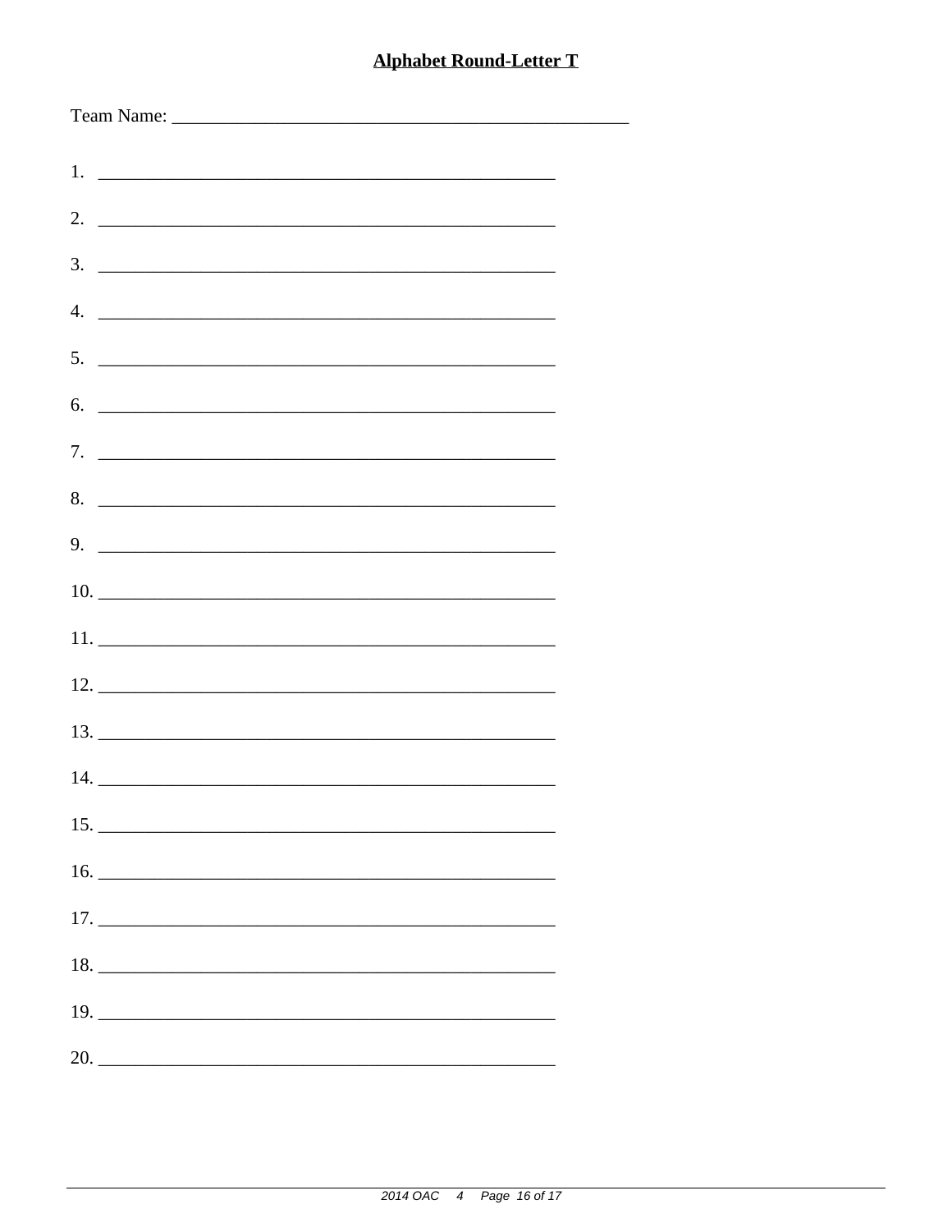## Alphabet Round-Letter T

Team Name: ________________________________________________

1. ________________________________________________
2. ________________________________________________
3. ________________________________________________
4. ________________________________________________
5. ________________________________________________
6. ________________________________________________
7. ________________________________________________
8. ________________________________________________
9. ________________________________________________
10. ________________________________________________
11. ________________________________________________
12. ________________________________________________
13. ________________________________________________
14. ________________________________________________
15. ________________________________________________
16. ________________________________________________
17. ________________________________________________
18. ________________________________________________
19. ________________________________________________
20. ________________________________________________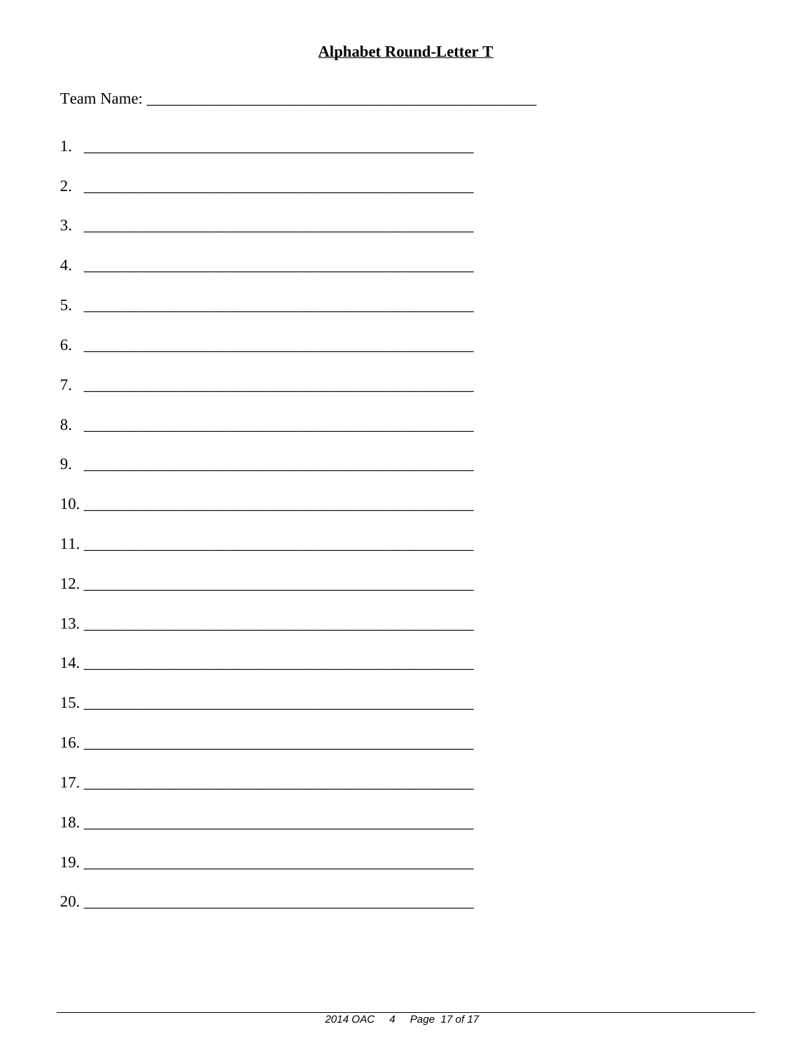**Alphabet Round-Letter T**

Team Name: ______________________________________________

1. ______________________________________________

2. ______________________________________________

3. ______________________________________________

4. ______________________________________________

5. ______________________________________________

6. ______________________________________________

7. ______________________________________________

8. ______________________________________________

9. ______________________________________________

10. ______________________________________________

11. ______________________________________________

12. ______________________________________________

13. ______________________________________________

14. ______________________________________________

15. ______________________________________________

16. ______________________________________________

17. ______________________________________________

18. ______________________________________________

19. ______________________________________________

20. ______________________________________________